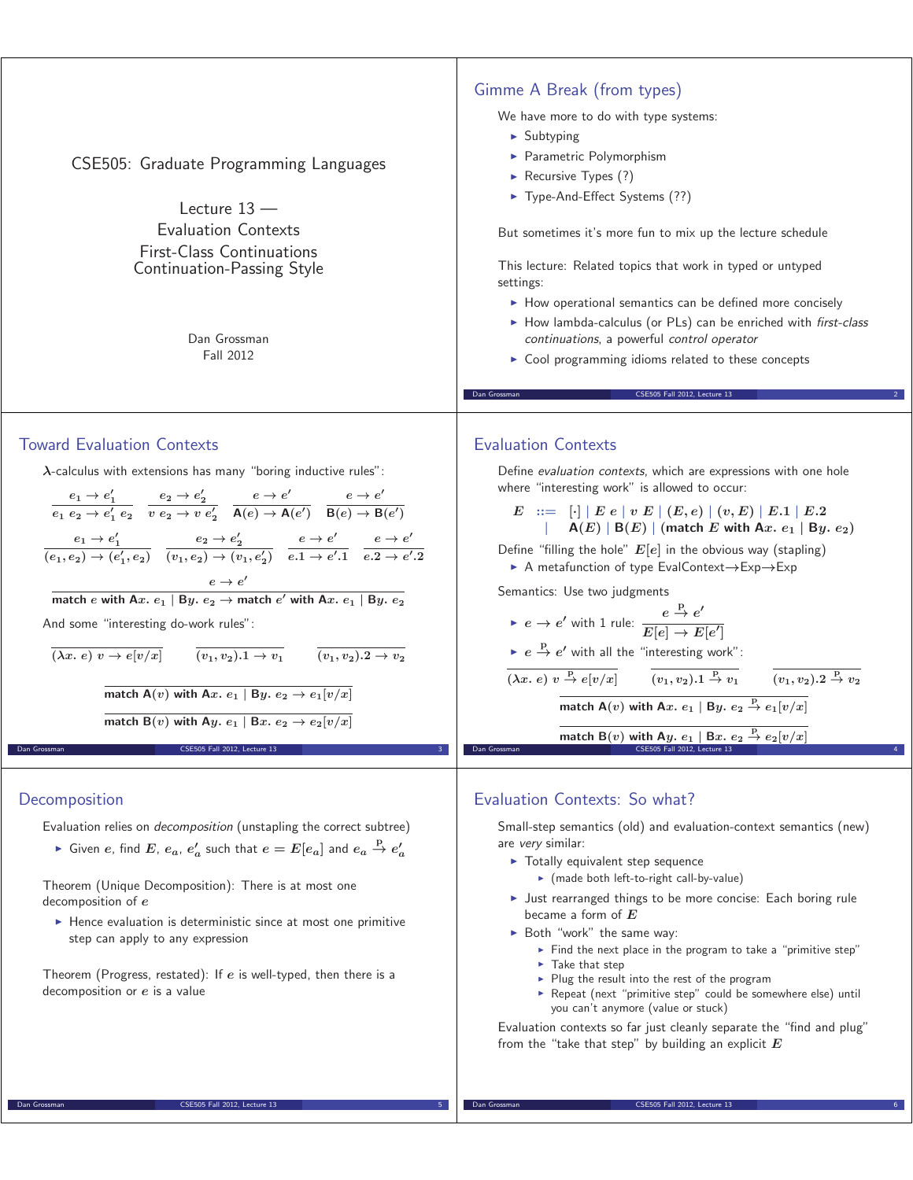# CSE505: Graduate Programming Languages

Lecture 13 —
Evaluation Contexts
First-Class Continuations
Continuation-Passing Style

Dan Grossman
Fall 2012

## Gimme A Break (from types)

We have more to do with type systems:

- Subtyping
- Parametric Polymorphism
- Recursive Types (?)
- Type-And-Effect Systems (??)

But sometimes it's more fun to mix up the lecture schedule

This lecture: Related topics that work in typed or untyped settings:

- How operational semantics can be defined more concisely
- How lambda-calculus (or PLs) can be enriched with *first-class continuations*, a powerful *control operator*
- Cool programming idioms related to these concepts

## Toward Evaluation Contexts

$\lambda$-calculus with extensions has many "boring inductive rules":

$$\frac{e_1 \to e_1'}{e_1\ e_2 \to e_1'\ e_2} \quad \frac{e_2 \to e_2'}{v\ e_2 \to v\ e_2'} \quad \frac{e \to e'}{\mathsf{A}(e) \to \mathsf{A}(e')} \quad \frac{e \to e'}{\mathsf{B}(e) \to \mathsf{B}(e')}$$

$$\frac{e_1 \to e_1'}{(e_1, e_2) \to (e_1', e_2)} \quad \frac{e_2 \to e_2'}{(v_1, e_2) \to (v_1, e_2')} \quad \frac{e \to e'}{e.1 \to e'.1} \quad \frac{e \to e'}{e.2 \to e'.2}$$

$$\frac{e \to e'}{\textbf{match}\ e\ \textbf{with}\ \mathsf{A}x.\ e_1 \mid \mathsf{B}y.\ e_2 \to \textbf{match}\ e'\ \textbf{with}\ \mathsf{A}x.\ e_1 \mid \mathsf{B}y.\ e_2}$$

And some "interesting do-work rules":

$$\overline{(\lambda x.\ e)\ v \to e[v/x]} \qquad \overline{(v_1, v_2).1 \to v_1} \qquad \overline{(v_1, v_2).2 \to v_2}$$

$$\overline{\textbf{match}\ \mathsf{A}(v)\ \textbf{with}\ \mathsf{A}x.\ e_1 \mid \mathsf{B}y.\ e_2 \to e_1[v/x]}$$

$$\overline{\textbf{match}\ \mathsf{B}(v)\ \textbf{with}\ \mathsf{A}y.\ e_1 \mid \mathsf{B}x.\ e_2 \to e_2[v/x]}$$

## Evaluation Contexts

Define *evaluation contexts*, which are expressions with one hole where "interesting work" is allowed to occur:

$$\begin{array}{rcl} E & ::= & [\cdot] \mid E\ e \mid v\ E \mid (E, e) \mid (v, E) \mid E.1 \mid E.2 \\ & \mid & \mathsf{A}(E) \mid \mathsf{B}(E) \mid (\textbf{match}\ E\ \textbf{with}\ \mathsf{A}x.\ e_1 \mid \mathsf{B}y.\ e_2) \end{array}$$

Define "filling the hole" $E[e]$ in the obvious way (stapling)

- A metafunction of type EvalContext$\to$Exp$\to$Exp

Semantics: Use two judgments

- $e \to e'$ with 1 rule: $\dfrac{e \xrightarrow{\text{p}} e'}{E[e] \to E[e']}$
- $e \xrightarrow{\text{p}} e'$ with all the "interesting work":

$$\overline{(\lambda x.\ e)\ v \xrightarrow{\text{p}} e[v/x]} \qquad \overline{(v_1, v_2).1 \xrightarrow{\text{p}} v_1} \qquad \overline{(v_1, v_2).2 \xrightarrow{\text{p}} v_2}$$

$$\overline{\textbf{match}\ \mathsf{A}(v)\ \textbf{with}\ \mathsf{A}x.\ e_1 \mid \mathsf{B}y.\ e_2 \xrightarrow{\text{p}} e_1[v/x]}$$

$$\overline{\textbf{match}\ \mathsf{B}(v)\ \textbf{with}\ \mathsf{A}y.\ e_1 \mid \mathsf{B}x.\ e_2 \xrightarrow{\text{p}} e_2[v/x]}$$

## Decomposition

Evaluation relies on *decomposition* (unstapling the correct subtree)

- Given $e$, find $E$, $e_a$, $e_a'$ such that $e = E[e_a]$ and $e_a \xrightarrow{\text{p}} e_a'$

Theorem (Unique Decomposition): There is at most one decomposition of $e$

- Hence evaluation is deterministic since at most one primitive step can apply to any expression

Theorem (Progress, restated): If $e$ is well-typed, then there is a decomposition or $e$ is a value

## Evaluation Contexts: So what?

Small-step semantics (old) and evaluation-context semantics (new) are *very* similar:

- Totally equivalent step sequence
  - (made both left-to-right call-by-value)
- Just rearranged things to be more concise: Each boring rule became a form of $E$
- Both "work" the same way:
  - Find the next place in the program to take a "primitive step"
  - Take that step
  - Plug the result into the rest of the program
  - Repeat (next "primitive step" could be somewhere else) until you can't anymore (value or stuck)

Evaluation contexts so far just cleanly separate the "find and plug" from the "take that step" by building an explicit $E$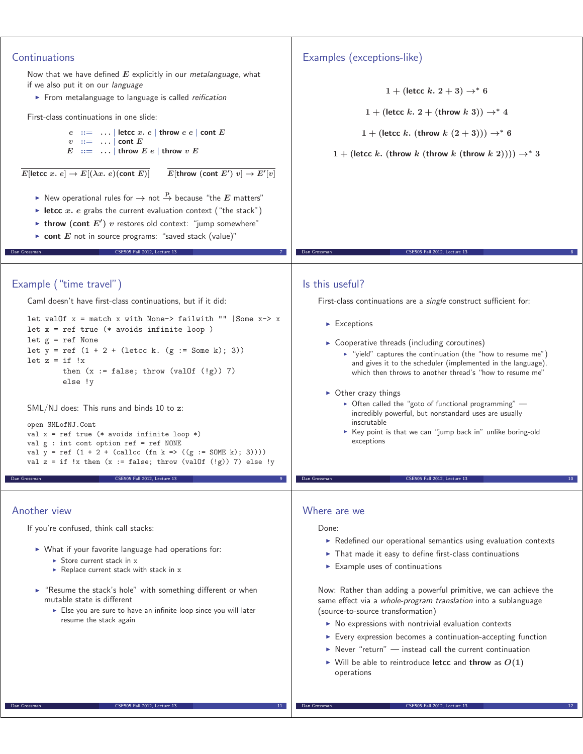## Continuations

Now that we have defined $E$ explicitly in our *metalanguage*, what if we also put it on our *language*

- From metalanguage to language is called *reification*

First-class continuations in one slide:

$$
\begin{array}{rcl}
e & ::= & \ldots \mid \textbf{letcc}\ x.\ e \mid \textbf{throw}\ e\ e \mid \textbf{cont}\ E \\
v & ::= & \ldots \mid \textbf{cont}\ E \\
E & ::= & \ldots \mid \textbf{throw}\ E\ e \mid \textbf{throw}\ v\ E
\end{array}
$$

$$
\overline{E[\textbf{letcc}\ x.\ e] \to E[(\lambda x.\ e)(\textbf{cont}\ E)]} \qquad \overline{E[\textbf{throw}\ (\textbf{cont}\ E')\ v] \to E'[v]}
$$

- New operational rules for $\to$ not $\xrightarrow{\text{p}}$ because "the $E$ matters"
- **letcc** $x.\ e$ grabs the current evaluation context ("the stack")
- **throw** (**cont** $E'$) $v$ restores old context: "jump somewhere"
- **cont** $E$ not in source programs: "saved stack (value)"

## Examples (exceptions-like)

$$1 + (\textbf{letcc}\ k.\ 2 + 3) \to^* 6$$

$$1 + (\textbf{letcc}\ k.\ 2 + (\textbf{throw}\ k\ 3)) \to^* 4$$

$$1 + (\textbf{letcc}\ k.\ (\textbf{throw}\ k\ (2 + 3))) \to^* 6$$

$$1 + (\textbf{letcc}\ k.\ (\textbf{throw}\ k\ (\textbf{throw}\ k\ (\textbf{throw}\ k\ 2)))) \to^* 3$$

## Example ("time travel")

Caml doesn't have first-class continuations, but if it did:

```
let valOf x = match x with None-> failwith "" |Some x-> x
let x = ref true (* avoids infinite loop )
let g = ref None
let y = ref (1 + 2 + (letcc k. (g := Some k); 3))
let z = if !x
        then (x := false; throw (valOf (!g)) 7)
        else !y
```

SML/NJ does: This runs and binds 10 to z:

```
open SMLofNJ.Cont
val x = ref true (* avoids infinite loop *)
val g : int cont option ref = ref NONE
val y = ref (1 + 2 + (callcc (fn k => ((g := SOME k); 3))))
val z = if !x then (x := false; throw (valOf (!g)) 7) else !y
```

## Is this useful?

First-class continuations are a *single* construct sufficient for:

- Exceptions
- Cooperative threads (including coroutines)
  - "yield" captures the continuation (the "how to resume me") and gives it to the scheduler (implemented in the language), which then throws to another thread's "how to resume me"
- Other crazy things
  - Often called the "goto of functional programming" — incredibly powerful, but nonstandard uses are usually inscrutable
  - Key point is that we can "jump back in" unlike boring-old exceptions

## Another view

If you're confused, think call stacks:

- What if your favorite language had operations for:
  - Store current stack in x
  - Replace current stack with stack in x
- "Resume the stack's hole" with something different or when mutable state is different
  - Else you are sure to have an infinite loop since you will later resume the stack again

## Where are we

Done:

- Redefined our operational semantics using evaluation contexts
- That made it easy to define first-class continuations
- Example uses of continuations

Now: Rather than adding a powerful primitive, we can achieve the same effect via a *whole-program translation* into a sublanguage (source-to-source transformation)

- No expressions with nontrivial evaluation contexts
- Every expression becomes a continuation-accepting function
- Never "return" — instead call the current continuation
- Will be able to reintroduce **letcc** and **throw** as $O(1)$ operations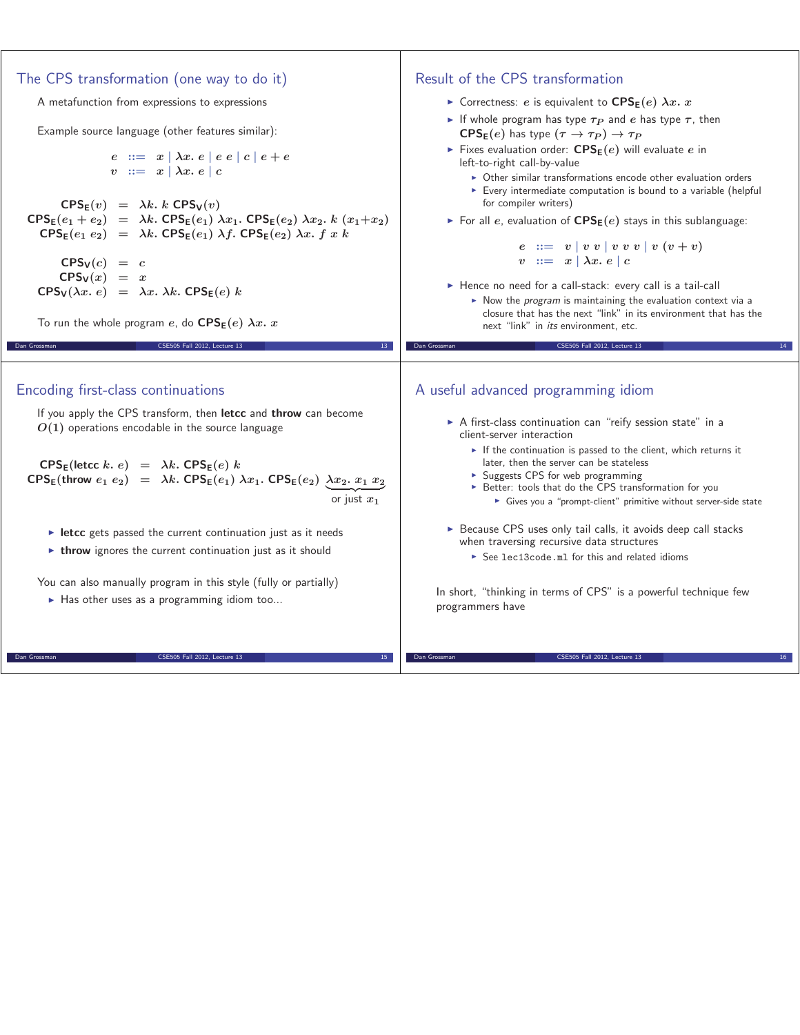## The CPS transformation (one way to do it)

A metafunction from expressions to expressions

Example source language (other features similar):

$$
\begin{array}{rcl}
e & ::= & x \mid \lambda x.\ e \mid e\ e \mid c \mid e + e \\
v & ::= & x \mid \lambda x.\ e \mid c
\end{array}
$$

$$
\begin{array}{rcl}
\mathsf{CPS_E}(v) & = & \lambda k.\ k\ \mathsf{CPS_V}(v) \\
\mathsf{CPS_E}(e_1 + e_2) & = & \lambda k.\ \mathsf{CPS_E}(e_1)\ \lambda x_1.\ \mathsf{CPS_E}(e_2)\ \lambda x_2.\ k\ (x_1 + x_2) \\
\mathsf{CPS_E}(e_1\ e_2) & = & \lambda k.\ \mathsf{CPS_E}(e_1)\ \lambda f.\ \mathsf{CPS_E}(e_2)\ \lambda x.\ f\ x\ k
\end{array}
$$

$$
\begin{array}{rcl}
\mathsf{CPS_V}(c) & = & c \\
\mathsf{CPS_V}(x) & = & x \\
\mathsf{CPS_V}(\lambda x.\ e) & = & \lambda x.\ \lambda k.\ \mathsf{CPS_E}(e)\ k
\end{array}
$$

To run the whole program $e$, do $\mathsf{CPS_E}(e)\ \lambda x.\ x$

## Result of the CPS transformation

- Correctness: $e$ is equivalent to $\mathsf{CPS_E}(e)\ \lambda x.\ x$
- If whole program has type $\tau_P$ and $e$ has type $\tau$, then $\mathsf{CPS_E}(e)$ has type $(\tau \to \tau_P) \to \tau_P$
- Fixes evaluation order: $\mathsf{CPS_E}(e)$ will evaluate $e$ in left-to-right call-by-value
  - Other similar transformations encode other evaluation orders
  - Every intermediate computation is bound to a variable (helpful for compiler writers)
- For all $e$, evaluation of $\mathsf{CPS_E}(e)$ stays in this sublanguage:

$$
\begin{array}{rcl}
e & ::= & v \mid v\ v \mid v\ v\ v \mid v\ (v + v) \\
v & ::= & x \mid \lambda x.\ e \mid c
\end{array}
$$

- Hence no need for a call-stack: every call is a tail-call
  - Now the *program* is maintaining the evaluation context via a closure that has the next "link" in its environment that has the next "link" in *its* environment, etc.

## Encoding first-class continuations

If you apply the CPS transform, then **letcc** and **throw** can become $O(1)$ operations encodable in the source language

$$
\begin{array}{rcl}
\mathsf{CPS_E}(\textbf{letcc}\ k.\ e) & = & \lambda k.\ \mathsf{CPS_E}(e)\ k \\
\mathsf{CPS_E}(\textbf{throw}\ e_1\ e_2) & = & \lambda k.\ \mathsf{CPS_E}(e_1)\ \lambda x_1.\ \mathsf{CPS_E}(e_2)\ \underbrace{\lambda x_2.\ x_1\ x_2}_{\text{or just } x_1}
\end{array}
$$

- **letcc** gets passed the current continuation just as it needs
- **throw** ignores the current continuation just as it should

You can also manually program in this style (fully or partially)

- Has other uses as a programming idiom too...

## A useful advanced programming idiom

- A first-class continuation can "reify session state" in a client-server interaction
  - If the continuation is passed to the client, which returns it later, then the server can be stateless
  - Suggests CPS for web programming
  - Better: tools that do the CPS transformation for you
    - Gives you a "prompt-client" primitive without server-side state
- Because CPS uses only tail calls, it avoids deep call stacks when traversing recursive data structures
  - See `lec13code.ml` for this and related idioms

In short, "thinking in terms of CPS" is a powerful technique few programmers have